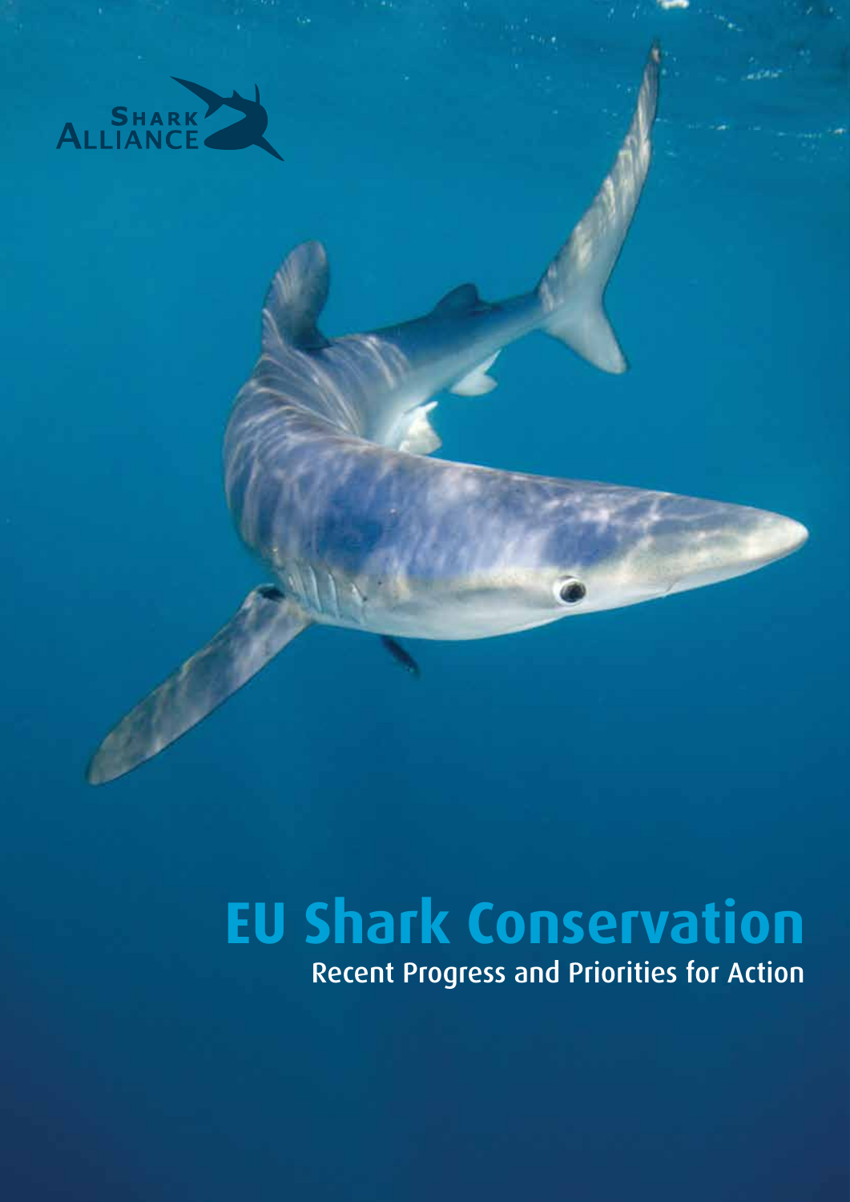SHARK ALLIANCE

# EU Shark Conservation

## Recent Progress and Priorities for Action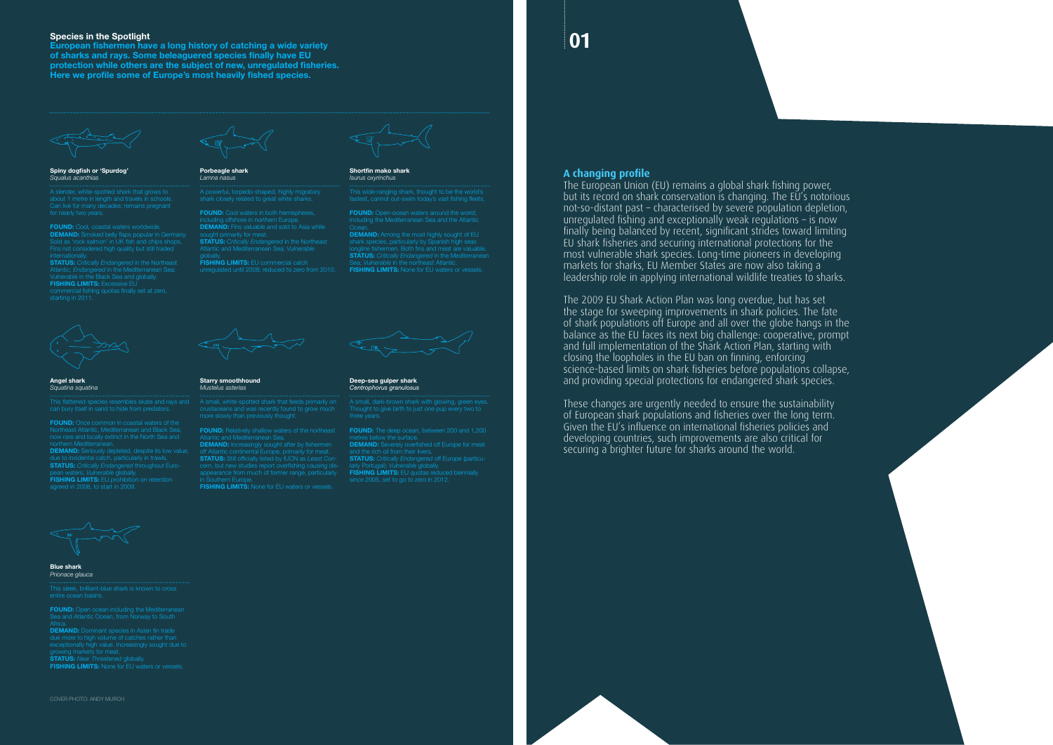## Species in the Spotlight

**European fishermen have a long history of catching a wide variety of sharks and rays. Some beleaguered species finally have EU protection while others are the subject of new, unregulated fisheries. Here we profile some of Europe's most heavily fished species.**

### Spiny dogfish or 'Spurdog'
*Squalus acanthias*

A slender, white-spotted shark that grows to about 1 metre in length and travels in schools. Can live for many decades; remains pregnant for nearly two years.

**FOUND:** Cool, coastal waters worldwide.
**DEMAND:** Smoked belly flaps popular in Germany. Sold as 'rock salmon' in UK fish and chips shops. Fins not considered high quality but still traded internationally.
**STATUS:** *Critically Endangered* in the Northeast Atlantic; *Endangered* in the Mediterranean Sea; Vulnerable in the Black Sea and globally.
**FISHING LIMITS:** Excessive EU commercial fishing quotas finally set at zero, starting in 2011.

### Porbeagle shark
*Lamna nasus*

A powerful, torpedo-shaped, highly migratory shark closely related to great white sharks.

**FOUND:** Cool waters in both hemispheres, including offshore in northern Europe.
**DEMAND:** Fins valuable and sold to Asia while sought primarily for meat.
**STATUS:** *Critically Endangered* in the Northeast Atlantic and Mediterranean Sea; *Vulnerable* globally.
**FISHING LIMITS:** EU commercial catch unregulated until 2008; reduced to zero from 2010.

### Shortfin mako shark
*Isurus oxyrinchus*

This wide-ranging shark, thought to be the world's fastest, cannot out-swim today's vast fishing fleets.

**FOUND:** Open-ocean waters around the world, including the Mediterranean Sea and the Atlantic Ocean.
**DEMAND:** Among the most highly sought of EU shark species, particularly by Spanish high seas longline fishermen. Both fins and meat are valuable.
**STATUS:** *Critically Endangered* in the Mediterranean Sea; *Vulnerable* in the northeast Atlantic.
**FISHING LIMITS:** None for EU waters or vessels.

### Angel shark
*Squatina squatina*

This flattened species resembles skate and rays and can bury itself in sand to hide from predators.

**FOUND:** Once common in coastal waters of the Northeast Atlantic, Mediterranean and Black Sea; now rare and locally extinct in the North Sea and northern Mediterranean.
**DEMAND:** Seriously depleted, despite its low value, due to incidental catch, particularly in trawls.
**STATUS:** *Critically Endangered* throughout European waters; *Vulnerable* globally.
**FISHING LIMITS:** EU prohibition on retention agreed in 2008, to start in 2009.

### Starry smoothhound
*Mustelus asterias*

A small, white-spotted shark that feeds primarily on crustaceans and was recently found to grow much more slowly than previously thought.

**FOUND:** Relatively shallow waters of the northeast Atlantic and Mediterranean Sea.
**DEMAND:** Increasingly sought after by fishermen off Atlantic continental Europe, primarily for meat.
**STATUS:** Still officially listed by IUCN as *Least Concern*, but new studies report overfishing causing disappearance from much of former range, particularly in Southern Europe.
**FISHING LIMITS:** None for EU waters or vessels.

### Deep-sea gulper shark
*Centrophorus granulosus*

A small, dark-brown shark with glowing, green eyes. Thought to give birth to just one pup every two to three years.

**FOUND:** The deep ocean, between 200 and 1,200 metres below the surface.
**DEMAND:** Severely overfished off Europe for meat and the rich oil from their livers.
**STATUS:** *Critically Endangered* off Europe (particularly Portugal); *Vulnerable* globally.
**FISHING LIMITS:** EU quotas reduced biennially since 2006, set to go to zero in 2012.

### Blue shark
*Prionace glauca*

This sleek, brilliant-blue shark is known to cross entire ocean basins.

**FOUND:** Open ocean including the Mediterranean Sea and Atlantic Ocean, from Norway to South Africa.
**DEMAND:** Dominant species in Asian fin trade due more to high volume of catches rather than exceptionally high value. Increasingly sought due to growing markets for meat.
**STATUS:** *Near Threatened* globally.
**FISHING LIMITS:** None for EU waters or vessels.

COVER PHOTO: ANDY MURCH

# 01

## A changing profile

The European Union (EU) remains a global shark fishing power, but its record on shark conservation is changing. The EU's notorious not-so-distant past – characterised by severe population depletion, unregulated fishing and exceptionally weak regulations – is now finally being balanced by recent, significant strides toward limiting EU shark fisheries and securing international protections for the most vulnerable shark species. Long-time pioneers in developing markets for sharks, EU Member States are now also taking a leadership role in applying international wildlife treaties to sharks.

The 2009 EU Shark Action Plan was long overdue, but has set the stage for sweeping improvements in shark policies. The fate of shark populations off Europe and all over the globe hangs in the balance as the EU faces its next big challenge: cooperative, prompt and full implementation of the Shark Action Plan, starting with closing the loopholes in the EU ban on finning, enforcing science-based limits on shark fisheries before populations collapse, and providing special protections for endangered shark species.

These changes are urgently needed to ensure the sustainability of European shark populations and fisheries over the long term. Given the EU's influence on international fisheries policies and developing countries, such improvements are also critical for securing a brighter future for sharks around the world.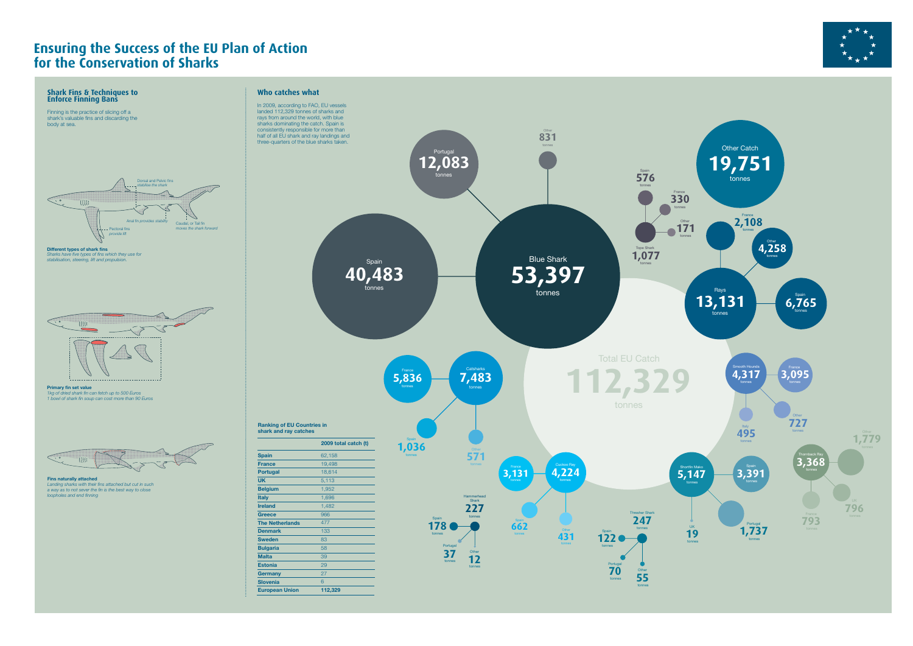# Ensuring the Success of the EU Plan of Action for the Conservation of Sharks

## Shark Fins & Techniques to Enforce Finning Bans

Finning is the practice of slicing off a shark's valuable fins and discarding the body at sea.

Dorsal and Pelvic fins stabilise the shark

Anal fin provides stability

Caudal, or Tail fin moves the shark forward

Pectoral fins provide lift

**Different types of shark fins**
*Sharks have five types of fins which they use for stabilisation, steering, lift and propulsion.*

**Primary fin set value**
*1kg of dried shark fin can fetch up to 500 Euros*
*1 bowl of shark fin soup can cost more than 90 Euros*

**Fins naturally attached**
*Landing sharks with their fins attached but cut in such a way as to not sever the fin is the best way to close loopholes and end finning*

## Who catches what

In 2009, according to FAO, EU vessels landed 112,329 tonnes of sharks and rays from around the world, with blue sharks dominating the catch. Spain is consistently responsible for more than half of all EU shark and ray landings and three-quarters of the blue sharks taken.

Total EU Catch 112,329 tonnes

- Blue Shark 53,397 tonnes: Spain 40,483 tonnes; Portugal 12,083 tonnes; Other 831 tonnes
- Other Catch 19,751 tonnes
- Tope Shark 1,077 tonnes: Spain 576 tonnes; France 330 tonnes; Other 171 tonnes
- Rays 13,131 tonnes: France 2,108 tonnes; Other 4,258 tonnes; Spain 6,765 tonnes
- Catsharks 7,483 tonnes: France 5,836 tonnes; Spain 1,036 tonnes; Other 571 tonnes
- Smooth Hounds 4,317 tonnes: France 3,095 tonnes; Italy 495 tonnes; Other 727 tonnes
- Thornback Ray 3,368 tonnes: Other 1,779 tonnes; UK 796 tonnes; France 793 tonnes
- Cuckoo Ray 4,224 tonnes: France 3,131 tonnes; Spain 662 tonnes; Other 431 tonnes
- Shortfin Mako 5,147 tonnes: Spain 3,391 tonnes; Portugal 1,737 tonnes; UK 19 tonnes
- Hammerhead Shark 227 tonnes: Spain 178 tonnes; Portugal 37 tonnes; Other 12 tonnes
- Thresher Shark 247 tonnes: Spain 122 tonnes; Portugal 70 tonnes; Other 55 tonnes

**Ranking of EU Countries in shark and ray catches**

| | 2009 total catch (t) |
|---|---|
| **Spain** | 62,158 |
| **France** | 19,498 |
| **Portugal** | 18,614 |
| **UK** | 5,113 |
| **Belgium** | 1,952 |
| **Italy** | 1,696 |
| **Ireland** | 1,482 |
| **Greece** | 966 |
| **The Netherlands** | 477 |
| **Denmark** | 133 |
| **Sweden** | 83 |
| **Bulgaria** | 58 |
| **Malta** | 39 |
| **Estonia** | 29 |
| **Germany** | 27 |
| **Slovenia** | 6 |
| **European Union** | **112,329** |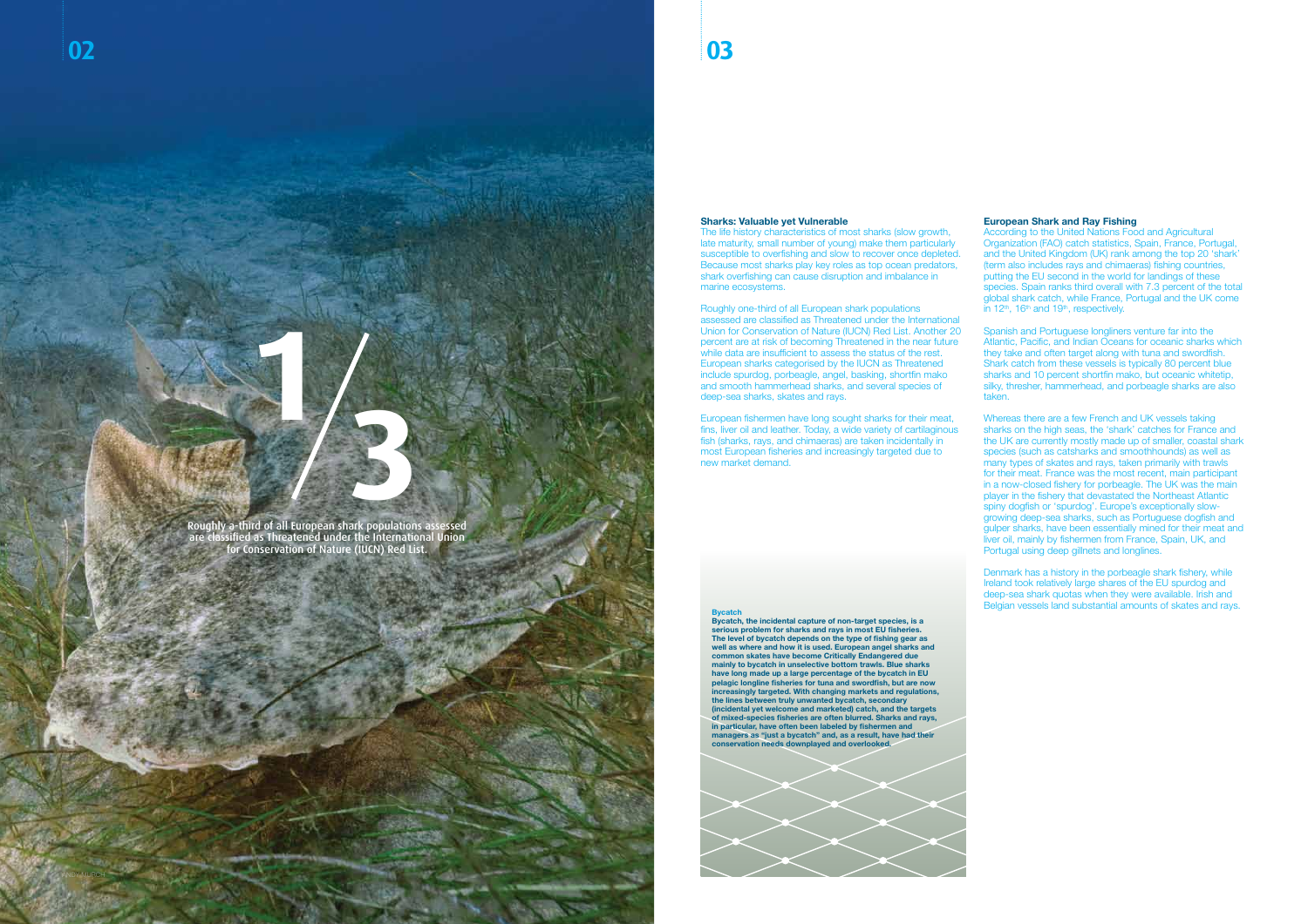## 1/3

Roughly a-third of all European shark populations assessed are classified as Threatened under the International Union for Conservation of Nature (IUCN) Red List.

### Sharks: Valuable yet Vulnerable

The life history characteristics of most sharks (slow growth, late maturity, small number of young) make them particularly susceptible to overfishing and slow to recover once depleted. Because most sharks play key roles as top ocean predators, shark overfishing can cause disruption and imbalance in marine ecosystems.

Roughly one-third of all European shark populations assessed are classified as Threatened under the International Union for Conservation of Nature (IUCN) Red List. Another 20 percent are at risk of becoming Threatened in the near future while data are insufficient to assess the status of the rest. European sharks categorised by the IUCN as Threatened include spurdog, porbeagle, angel, basking, shortfin mako and smooth hammerhead sharks, and several species of deep-sea sharks, skates and rays.

European fishermen have long sought sharks for their meat, fins, liver oil and leather. Today, a wide variety of cartilaginous fish (sharks, rays, and chimaeras) are taken incidentally in most European fisheries and increasingly targeted due to new market demand.

**Bycatch**

**Bycatch, the incidental capture of non-target species, is a serious problem for sharks and rays in most EU fisheries. The level of bycatch depends on the type of fishing gear as well as where and how it is used. European angel sharks and common skates have become Critically Endangered due mainly to bycatch in unselective bottom trawls. Blue sharks have long made up a large percentage of the bycatch in EU pelagic longline fisheries for tuna and swordfish, but are now increasingly targeted. With changing markets and regulations, the lines between truly unwanted bycatch, secondary (incidental yet welcome and marketed) catch, and the targets of mixed-species fisheries are often blurred. Sharks and rays, in particular, have often been labeled by fishermen and managers as "just a bycatch" and, as a result, have had their conservation needs downplayed and overlooked.**

### European Shark and Ray Fishing

According to the United Nations Food and Agricultural Organization (FAO) catch statistics, Spain, France, Portugal, and the United Kingdom (UK) rank among the top 20 'shark' (term also includes rays and chimaeras) fishing countries, putting the EU second in the world for landings of these species. Spain ranks third overall with 7.3 percent of the total global shark catch, while France, Portugal and the UK come in 12th, 16th and 19th, respectively.

Spanish and Portuguese longliners venture far into the Atlantic, Pacific, and Indian Oceans for oceanic sharks which they take and often target along with tuna and swordfish. Shark catch from these vessels is typically 80 percent blue sharks and 10 percent shortfin mako, but oceanic whitetip, silky, thresher, hammerhead, and porbeagle sharks are also taken.

Whereas there are a few French and UK vessels taking sharks on the high seas, the 'shark' catches for France and the UK are currently mostly made up of smaller, coastal shark species (such as catsharks and smoothhounds) as well as many types of skates and rays, taken primarily with trawls for their meat. France was the most recent, main participant in a now-closed fishery for porbeagle. The UK was the main player in the fishery that devastated the Northeast Atlantic spiny dogfish or 'spurdog'. Europe's exceptionally slow-growing deep-sea sharks, such as Portuguese dogfish and gulper sharks, have been essentially mined for their meat and liver oil, mainly by fishermen from France, Spain, UK, and Portugal using deep gillnets and longlines.

Denmark has a history in the porbeagle shark fishery, while Ireland took relatively large shares of the EU spurdog and deep-sea shark quotas when they were available. Irish and Belgian vessels land substantial amounts of skates and rays.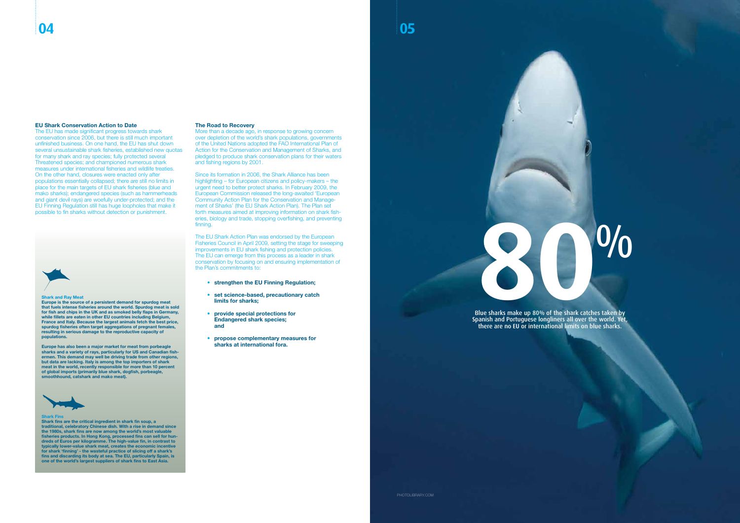### EU Shark Conservation Action to Date

The EU has made significant progress towards shark conservation since 2006, but there is still much important unfinished business. On one hand, the EU has shut down several unsustainable shark fisheries, established new quotas for many shark and ray species; fully protected several Threatened species; and championed numerous shark measures under international fisheries and wildlife treaties. On the other hand, closures were enacted only after populations essentially collapsed; there are still no limits in place for the main targets of EU shark fisheries (blue and mako sharks); endangered species (such as hammerheads and giant devil rays) are woefully under-protected; and the EU Finning Regulation still has huge loopholes that make it possible to fin sharks without detection or punishment.

#### Shark and Ray Meat

**Europe is the source of a persistent demand for spurdog meat that fuels intense fisheries around the world. Spurdog meat is sold for fish and chips in the UK and as smoked belly flaps in Germany, while fillets are eaten in other EU countries including Belgium, France and Italy. Because the largest animals fetch the best price, spurdog fisheries often target aggregations of pregnant females, resulting in serious damage to the reproductive capacity of populations.**

**Europe has also been a major market for meat from porbeagle sharks and a variety of rays, particularly for US and Canadian fishermen. This demand may well be driving trade from other regions, but data are lacking. Italy is among the top importers of shark meat in the world, recently responsible for more than 10 percent of global imports (primarily blue shark, dogfish, porbeagle, smoothhound, catshark and mako meat).**

#### Shark Fins

**Shark fins are the critical ingredient in shark fin soup, a traditional, celebratory Chinese dish. With a rise in demand since the 1980s, shark fins are now among the world's most valuable fisheries products. In Hong Kong, processed fins can sell for hundreds of Euros per kilogramme. The high-value fin, in contrast to typically lower-value shark meat, creates the economic incentive for shark 'finning' - the wasteful practice of slicing off a shark's fins and discarding its body at sea. The EU, particularly Spain, is one of the world's largest suppliers of shark fins to East Asia.**

### The Road to Recovery

More than a decade ago, in response to growing concern over depletion of the world's shark populations, governments of the United Nations adopted the FAO International Plan of Action for the Conservation and Management of Sharks, and pledged to produce shark conservation plans for their waters and fishing regions by 2001.

Since its formation in 2006, the Shark Alliance has been highlighting – for European citizens and policy-makers – the urgent need to better protect sharks. In February 2009, the European Commission released the long-awaited 'European Community Action Plan for the Conservation and Management of Sharks' (the EU Shark Action Plan). The Plan set forth measures aimed at improving information on shark fisheries, biology and trade, stopping overfishing, and preventing finning.

The EU Shark Action Plan was endorsed by the European Fisheries Council in April 2009, setting the stage for sweeping improvements in EU shark fishing and protection policies. The EU can emerge from this process as a leader in shark conservation by focusing on and ensuring implementation of the Plan's commitments to:

- **strengthen the EU Finning Regulation;**
- **set science-based, precautionary catch limits for sharks;**
- **provide special protections for Endangered shark species; and**
- **propose complementary measures for sharks at international fora.**

# 80%

Blue sharks make up 80% of the shark catches taken by Spanish and Portuguese longliners all over the world. Yet, there are no EU or international limits on blue sharks.

PHOTOLIBRARY.COM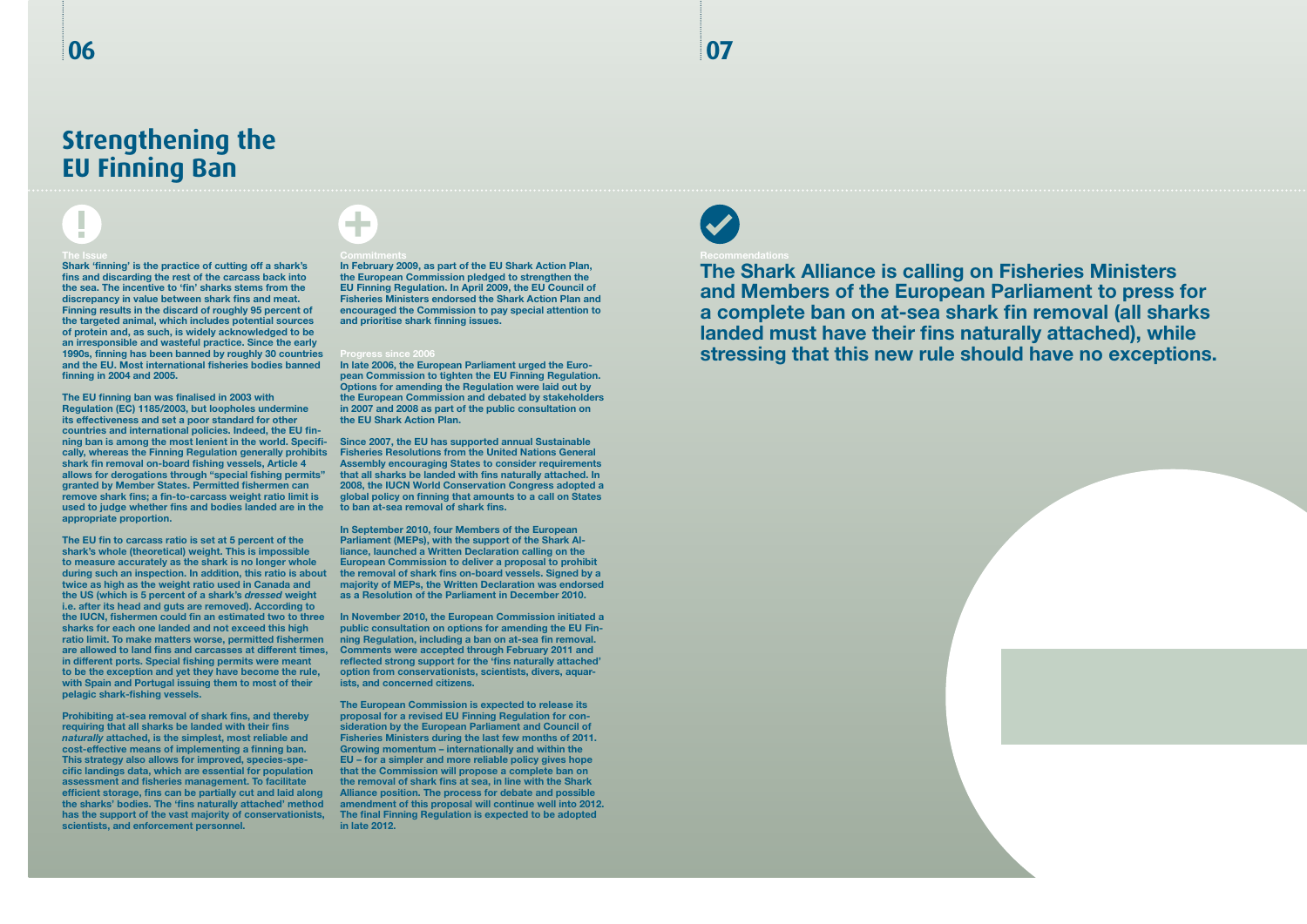# Strengthening the EU Finning Ban

### The Issue

Shark 'finning' is the practice of cutting off a shark's fins and discarding the rest of the carcass back into the sea. The incentive to 'fin' sharks stems from the discrepancy in value between shark fins and meat. Finning results in the discard of roughly 95 percent of the targeted animal, which includes potential sources of protein and, as such, is widely acknowledged to be an irresponsible and wasteful practice. Since the early 1990s, finning has been banned by roughly 30 countries and the EU. Most international fisheries bodies banned finning in 2004 and 2005.

The EU finning ban was finalised in 2003 with Regulation (EC) 1185/2003, but loopholes undermine its effectiveness and set a poor standard for other countries and international policies. Indeed, the EU finning ban is among the most lenient in the world. Specifically, whereas the Finning Regulation generally prohibits shark fin removal on-board fishing vessels, Article 4 allows for derogations through "special fishing permits" granted by Member States. Permitted fishermen can remove shark fins; a fin-to-carcass weight ratio limit is used to judge whether fins and bodies landed are in the appropriate proportion.

The EU fin to carcass ratio is set at 5 percent of the shark's whole (theoretical) weight. This is impossible to measure accurately as the shark is no longer whole during such an inspection. In addition, this ratio is about twice as high as the weight ratio used in Canada and the US (which is 5 percent of a shark's *dressed* weight i.e. after its head and guts are removed). According to the IUCN, fishermen could fin an estimated two to three sharks for each one landed and not exceed this high ratio limit. To make matters worse, permitted fishermen are allowed to land fins and carcasses at different times, in different ports. Special fishing permits were meant to be the exception and yet they have become the rule, with Spain and Portugal issuing them to most of their pelagic shark-fishing vessels.

Prohibiting at-sea removal of shark fins, and thereby requiring that all sharks be landed with their fins *naturally* attached, is the simplest, most reliable and cost-effective means of implementing a finning ban. This strategy also allows for improved, species-specific landings data, which are essential for population assessment and fisheries management. To facilitate efficient storage, fins can be partially cut and laid along the sharks' bodies. The 'fins naturally attached' method has the support of the vast majority of conservationists, scientists, and enforcement personnel.

### Commitments

In February 2009, as part of the EU Shark Action Plan, the European Commission pledged to strengthen the EU Finning Regulation. In April 2009, the EU Council of Fisheries Ministers endorsed the Shark Action Plan and encouraged the Commission to pay special attention to and prioritise shark finning issues.

### Progress since 2006

In late 2006, the European Parliament urged the European Commission to tighten the EU Finning Regulation. Options for amending the Regulation were laid out by the European Commission and debated by stakeholders in 2007 and 2008 as part of the public consultation on the EU Shark Action Plan.

Since 2007, the EU has supported annual Sustainable Fisheries Resolutions from the United Nations General Assembly encouraging States to consider requirements that all sharks be landed with fins naturally attached. In 2008, the IUCN World Conservation Congress adopted a global policy on finning that amounts to a call on States to ban at-sea removal of shark fins.

In September 2010, four Members of the European Parliament (MEPs), with the support of the Shark Alliance, launched a Written Declaration calling on the European Commission to deliver a proposal to prohibit the removal of shark fins on-board vessels. Signed by a majority of MEPs, the Written Declaration was endorsed as a Resolution of the Parliament in December 2010.

In November 2010, the European Commission initiated a public consultation on options for amending the EU Finning Regulation, including a ban on at-sea fin removal. Comments were accepted through February 2011 and reflected strong support for the 'fins naturally attached' option from conservationists, scientists, divers, aquarists, and concerned citizens.

The European Commission is expected to release its proposal for a revised EU Finning Regulation for consideration by the European Parliament and Council of Fisheries Ministers during the last few months of 2011. Growing momentum – internationally and within the EU – for a simpler and more reliable policy gives hope that the Commission will propose a complete ban on the removal of shark fins at sea, in line with the Shark Alliance position. The process for debate and possible amendment of this proposal will continue well into 2012. The final Finning Regulation is expected to be adopted in late 2012.

### Recommendations

**The Shark Alliance is calling on Fisheries Ministers and Members of the European Parliament to press for a complete ban on at-sea shark fin removal (all sharks landed must have their fins naturally attached), while stressing that this new rule should have no exceptions.**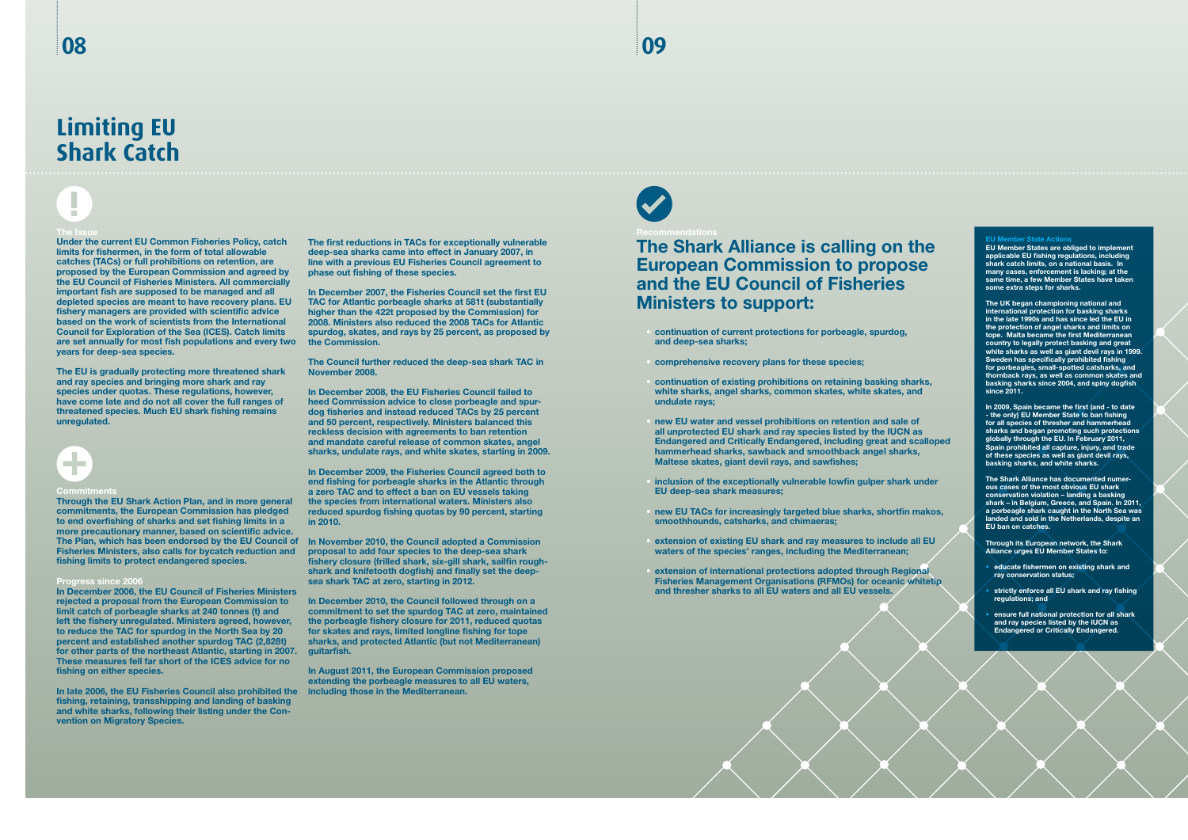# Limiting EU Shark Catch

### The Issue

Under the current EU Common Fisheries Policy, catch limits for fishermen, in the form of total allowable catches (TACs) or full prohibitions on retention, are proposed by the European Commission and agreed by the EU Council of Fisheries Ministers. All commercially important fish are supposed to be managed and all depleted species are meant to have recovery plans. EU fishery managers are provided with scientific advice based on the work of scientists from the International Council for Exploration of the Sea (ICES). Catch limits are set annually for most fish populations and every two years for deep-sea species.

The EU is gradually protecting more threatened shark and ray species and bringing more shark and ray species under quotas. These regulations, however, have come late and do not all cover the full ranges of threatened species. Much EU shark fishing remains unregulated.

### Commitments

Through the EU Shark Action Plan, and in more general commitments, the European Commission has pledged to end overfishing of sharks and set fishing limits in a more precautionary manner, based on scientific advice. The Plan, which has been endorsed by the EU Council of Fisheries Ministers, also calls for bycatch reduction and fishing limits to protect endangered species.

### Progress since 2006

In December 2006, the EU Council of Fisheries Ministers rejected a proposal from the European Commission to limit catch of porbeagle sharks at 240 tonnes (t) and left the fishery unregulated. Ministers agreed, however, to reduce the TAC for spurdog in the North Sea by 20 percent and established another spurdog TAC (2,828t) for other parts of the northeast Atlantic, starting in 2007. These measures fell far short of the ICES advice for no fishing on either species.

In late 2006, the EU Fisheries Council also prohibited the fishing, retaining, transshipping and landing of basking and white sharks, following their listing under the Convention on Migratory Species.

The first reductions in TACs for exceptionally vulnerable deep-sea sharks came into effect in January 2007, in line with a previous EU Fisheries Council agreement to phase out fishing of these species.

In December 2007, the Fisheries Council set the first EU TAC for Atlantic porbeagle sharks at 581t (substantially higher than the 422t proposed by the Commission) for 2008. Ministers also reduced the 2008 TACs for Atlantic spurdog, skates, and rays by 25 percent, as proposed by the Commission.

The Council further reduced the deep-sea shark TAC in November 2008.

In December 2008, the EU Fisheries Council failed to heed Commission advice to close porbeagle and spurdog fisheries and instead reduced TACs by 25 percent and 50 percent, respectively. Ministers balanced this reckless decision with agreements to ban retention and mandate careful release of common skates, angel sharks, undulate rays, and white skates, starting in 2009.

In December 2009, the Fisheries Council agreed both to end fishing for porbeagle sharks in the Atlantic through a zero TAC and to effect a ban on EU vessels taking the species from international waters. Ministers also reduced spurdog fishing quotas by 90 percent, starting in 2010.

In November 2010, the Council adopted a Commission proposal to add four species to the deep-sea shark fishery closure (frilled shark, six-gill shark, sailfin roughshark and knifetooth dogfish) and finally set the deep-sea shark TAC at zero, starting in 2012.

In December 2010, the Council followed through on a commitment to set the spurdog TAC at zero, maintained the porbeagle fishery closure for 2011, reduced quotas for skates and rays, limited longline fishing for tope sharks, and protected Atlantic (but not Mediterranean) guitarfish.

In August 2011, the European Commission proposed extending the porbeagle measures to all EU waters, including those in the Mediterranean.

### Recommendations

## The Shark Alliance is calling on the European Commission to propose and the EU Council of Fisheries Ministers to support:

- continuation of current protections for porbeagle, spurdog, and deep-sea sharks;
- comprehensive recovery plans for these species;
- continuation of existing prohibitions on retaining basking sharks, white sharks, angel sharks, common skates, white skates, and undulate rays;
- new EU water and vessel prohibitions on retention and sale of all unprotected EU shark and ray species listed by the IUCN as Endangered and Critically Endangered, including great and scalloped hammerhead sharks, sawback and smoothback angel sharks, Maltese skates, giant devil rays, and sawfishes;
- inclusion of the exceptionally vulnerable lowfin gulper shark under EU deep-sea shark measures;
- new EU TACs for increasingly targeted blue sharks, shortfin makos, smoothhounds, catsharks, and chimaeras;
- extension of existing EU shark and ray measures to include all EU waters of the species' ranges, including the Mediterranean;
- extension of international protections adopted through Regional Fisheries Management Organisations (RFMOs) for oceanic whitetip and thresher sharks to all EU waters and all EU vessels.

### EU Member State Actions

EU Member States are obliged to implement applicable EU fishing regulations, including shark catch limits, on a national basis. In many cases, enforcement is lacking; at the same time, a few Member States have taken some extra steps for sharks.

The UK began championing national and international protection for basking sharks in the late 1990s and has since led the EU in the protection of angel sharks and limits on tope. Malta became the first Mediterranean country to legally protect basking and great white sharks as well as giant devil rays in 1999. Sweden has specifically prohibited fishing for porbeagles, small-spotted catsharks, and thornback rays, as well as common skates and basking sharks since 2004, and spiny dogfish since 2011.

In 2009, Spain became the first (and - to date - the only) EU Member State to ban fishing for all species of thresher and hammerhead sharks and began promoting such protections globally through the EU. In February 2011, Spain prohibited all capture, injury, and trade of these species as well as giant devil rays, basking sharks, and white sharks.

The Shark Alliance has documented numerous cases of the most obvious EU shark conservation violation – landing a basking shark – in Belgium, Greece, and Spain. In 2011, a porbeagle shark caught in the North Sea was landed and sold in the Netherlands, despite an EU ban on catches.

Through its European network, the Shark Alliance urges EU Member States to:

- educate fishermen on existing shark and ray conservation status;
- strictly enforce all EU shark and ray fishing regulations; and
- ensure full national protection for all shark and ray species listed by the IUCN as Endangered or Critically Endangered.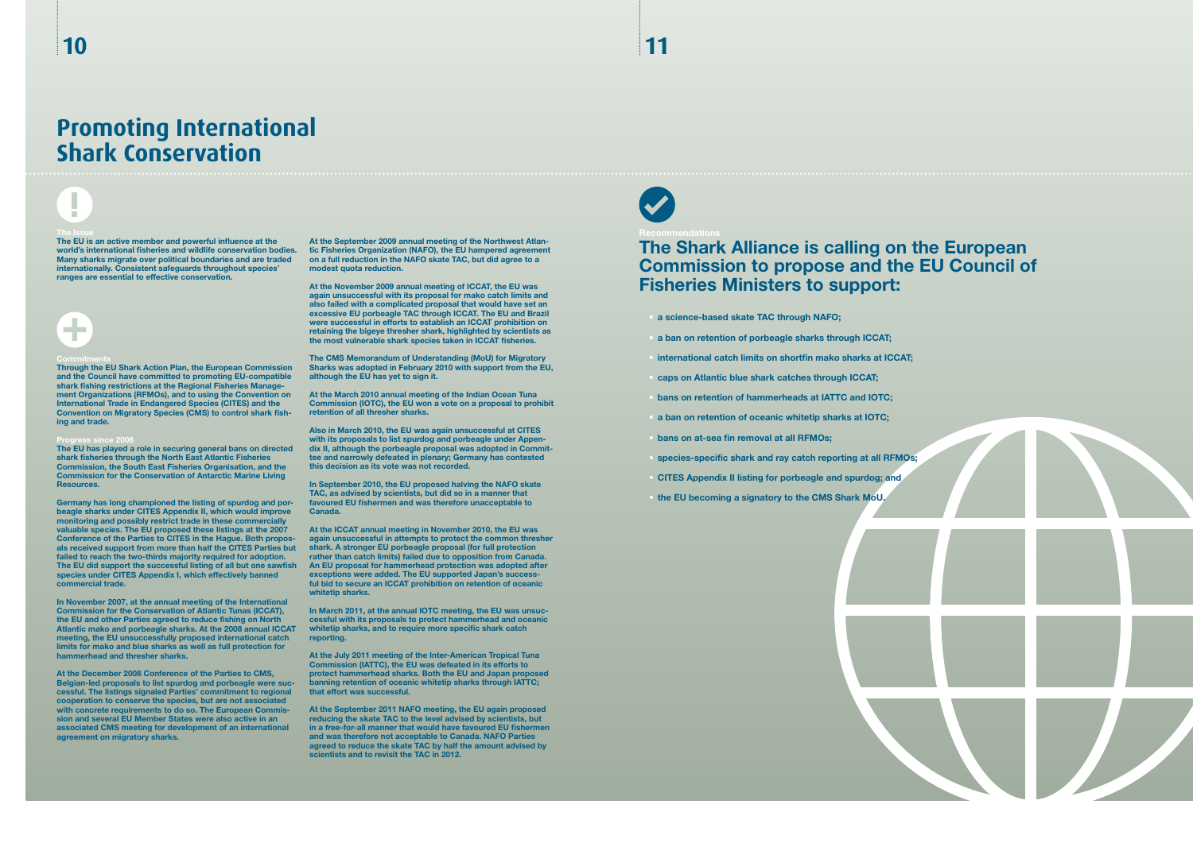# Promoting International Shark Conservation

### The Issue

**The EU is an active member and powerful influence at the world's international fisheries and wildlife conservation bodies. Many sharks migrate over political boundaries and are traded internationally. Consistent safeguards throughout species' ranges are essential to effective conservation.**

### Commitments

**Through the EU Shark Action Plan, the European Commission and the Council have committed to promoting EU-compatible shark fishing restrictions at the Regional Fisheries Management Organizations (RFMOs), and to using the Convention on International Trade in Endangered Species (CITES) and the Convention on Migratory Species (CMS) to control shark fishing and trade.**

### Progress since 2006

**The EU has played a role in securing general bans on directed shark fisheries through the North East Atlantic Fisheries Commission, the South East Fisheries Organisation, and the Commission for the Conservation of Antarctic Marine Living Resources.**

**Germany has long championed the listing of spurdog and porbeagle sharks under CITES Appendix II, which would improve monitoring and possibly restrict trade in these commercially valuable species. The EU proposed these listings at the 2007 Conference of the Parties to CITES in the Hague. Both proposals received support from more than half the CITES Parties but failed to reach the two-thirds majority required for adoption. The EU did support the successful listing of all but one sawfish species under CITES Appendix I, which effectively banned commercial trade.**

**In November 2007, at the annual meeting of the International Commission for the Conservation of Atlantic Tunas (ICCAT), the EU and other Parties agreed to reduce fishing on North Atlantic mako and porbeagle sharks. At the 2008 annual ICCAT meeting, the EU unsuccessfully proposed international catch limits for mako and blue sharks as well as full protection for hammerhead and thresher sharks.**

**At the December 2008 Conference of the Parties to CMS, Belgian-led proposals to list spurdog and porbeagle were successful. The listings signaled Parties' commitment to regional cooperation to conserve the species, but are not associated with concrete requirements to do so. The European Commission and several EU Member States were also active in an associated CMS meeting for development of an international agreement on migratory sharks.**

**At the September 2009 annual meeting of the Northwest Atlantic Fisheries Organization (NAFO), the EU hampered agreement on a full reduction in the NAFO skate TAC, but did agree to a modest quota reduction.**

**At the November 2009 annual meeting of ICCAT, the EU was again unsuccessful with its proposal for mako catch limits and also failed with a complicated proposal that would have set an excessive EU porbeagle TAC through ICCAT. The EU and Brazil were successful in efforts to establish an ICCAT prohibition on retaining the bigeye thresher shark, highlighted by scientists as the most vulnerable shark species taken in ICCAT fisheries.**

**The CMS Memorandum of Understanding (MoU) for Migratory Sharks was adopted in February 2010 with support from the EU, although the EU has yet to sign it.**

**At the March 2010 annual meeting of the Indian Ocean Tuna Commission (IOTC), the EU won a vote on a proposal to prohibit retention of all thresher sharks.**

**Also in March 2010, the EU was again unsuccessful at CITES with its proposals to list spurdog and porbeagle under Appendix II, although the porbeagle proposal was adopted in Committee and narrowly defeated in plenary; Germany has contested this decision as its vote was not recorded.**

**In September 2010, the EU proposed halving the NAFO skate TAC, as advised by scientists, but did so in a manner that favoured EU fishermen and was therefore unacceptable to Canada.**

**At the ICCAT annual meeting in November 2010, the EU was again unsuccessful in attempts to protect the common thresher shark. A stronger EU porbeagle proposal (for full protection rather than catch limits) failed due to opposition from Canada. An EU proposal for hammerhead protection was adopted after exceptions were added. The EU supported Japan's successful bid to secure an ICCAT prohibition on retention of oceanic whitetip sharks.**

**In March 2011, at the annual IOTC meeting, the EU was unsuccessful with its proposals to protect hammerhead and oceanic whitetip sharks, and to require more specific shark catch reporting.**

**At the July 2011 meeting of the Inter-American Tropical Tuna Commission (IATTC), the EU was defeated in its efforts to protect hammerhead sharks. Both the EU and Japan proposed banning retention of oceanic whitetip sharks through IATTC; that effort was successful.**

**At the September 2011 NAFO meeting, the EU again proposed reducing the skate TAC to the level advised by scientists, but in a free-for-all manner that would have favoured EU fishermen and was therefore not acceptable to Canada. NAFO Parties agreed to reduce the skate TAC by half the amount advised by scientists and to revisit the TAC in 2012.**

### Recommendations

## The Shark Alliance is calling on the European Commission to propose and the EU Council of Fisheries Ministers to support:

- **a science-based skate TAC through NAFO;**
- **a ban on retention of porbeagle sharks through ICCAT;**
- **international catch limits on shortfin mako sharks at ICCAT;**
- **caps on Atlantic blue shark catches through ICCAT;**
- **bans on retention of hammerheads at IATTC and IOTC;**
- **a ban on retention of oceanic whitetip sharks at IOTC;**
- **bans on at-sea fin removal at all RFMOs;**
- **species-specific shark and ray catch reporting at all RFMOs;**
- **CITES Appendix II listing for porbeagle and spurdog; and**
- **the EU becoming a signatory to the CMS Shark MoU.**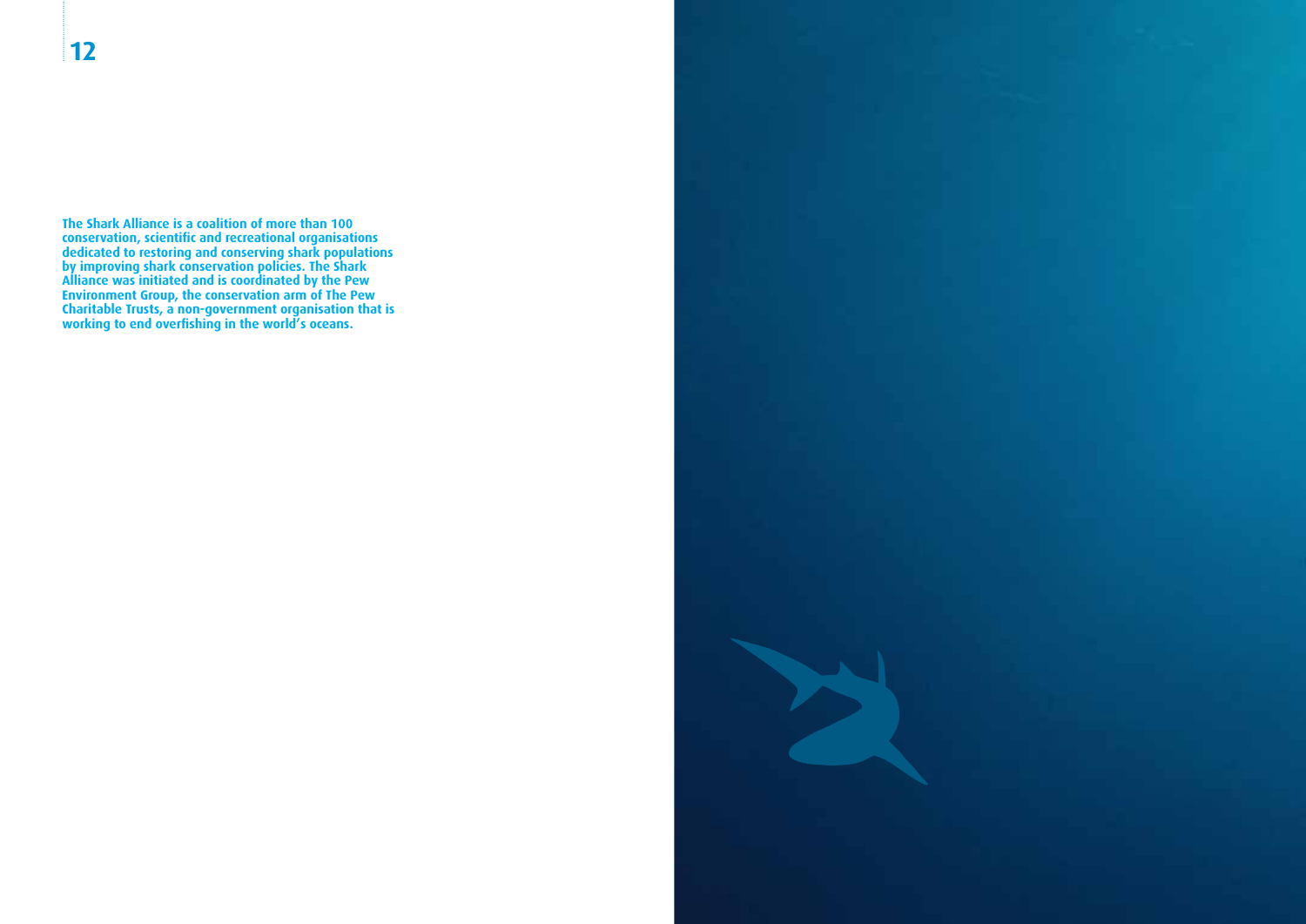**The Shark Alliance is a coalition of more than 100 conservation, scientific and recreational organisations dedicated to restoring and conserving shark populations by improving shark conservation policies. The Shark Alliance was initiated and is coordinated by the Pew Environment Group, the conservation arm of The Pew Charitable Trusts, a non-government organisation that is working to end overfishing in the world's oceans.**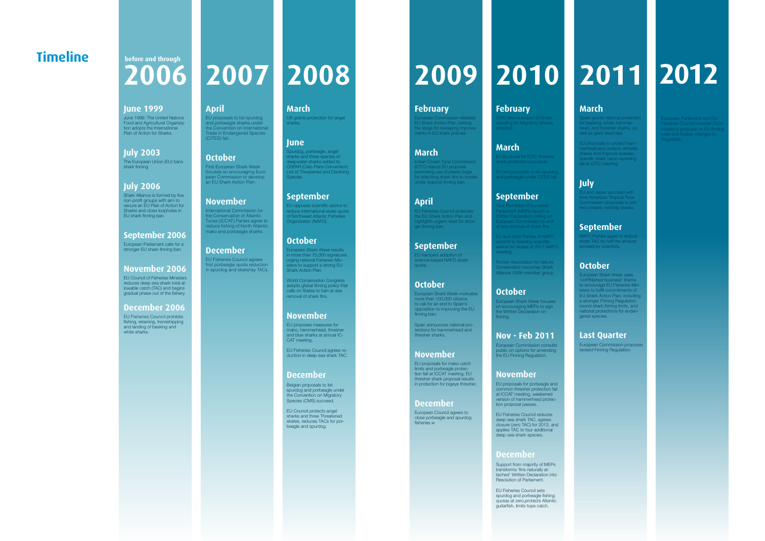# Timeline

## before and through 2006

### June 1999

June 1999: The United Nations Food and Agricultural Organization adopts the International Plan of Action for Sharks.

### July 2003

The European Union (EU) bans shark finning.

### July 2006

Shark Alliance is formed by five non-profit groups with aim to secure an EU Plan of Action for Sharks and close loopholes in EU shark finning ban.

### September 2006

European Parliament calls for a stronger EU shark finning ban.

### November 2006

EU Council of Fisheries Ministers reduces deep-sea shark total allowable catch (TAC) and begins gradual phase out of the fishery.

### December 2006

EU Fisheries Council prohibits fishing, retaining, transshipping and landing of basking and white sharks.

## 2007

### April

EU proposals to list spurdog and porbeagle sharks under the Convention on International Trade in Endangered Species (CITES) fail.

### October

First European Shark Week focuses on encouraging European Commission to develop an EU Shark Action Plan.

### November

International Commission for the Conservation of Atlantic Tunas (ICCAT) Parties agree to reduce fishing of North Atlantic mako and porbeagle sharks.

### December

EU Fisheries Council agrees first porbeagle quota reduction in spurdog and skate/ray TACs.

## 2008

### March

UK grants protection for angel sharks.

### June

Spurdog, porbeagle, angel sharks and three species of deepwater sharks added to OSPAR (Oslo-Paris Convention) List of Threatened and Declining Species.

### September

EU opposes scientific advice to reduce international skate quota of Northwest Atlantic Fisheries Organization (NAFO).

### October

European Shark Week results in more than 75,000 signatures urging national Fisheries Ministers to support a strong EU Shark Action Plan.

World Conservation Congress adopts global finning policy that calls on States to ban at-sea removal of shark fins.

### November

EU proposes measures for mako, hammerhead, thresher and blue sharks at annual ICCAT meeting.

EU Fisheries Council agrees reduction in deep-sea shark TAC.

### December

Belgian proposals to list spurdog and porbeagle under the Convention on Migratory Species (CMS) succeed.

EU Council protects angel sharks and three Threatened skates, reduces TACs for porbeagle and spurdog.

## 2009

### February

European Commission releases EU Shark Action Plan, setting the stage for sweeping improvements in EU shark policies.

### March

Indian Ocean Tuna Commission (IOTC) rejects EU proposal promoting use of plastic bags for attaching shark fins to bodies under regional finning ban.

### April

EU Fisheries Council endorses the EU Shark Action Plan and highlights urgent need for stronger finning ban.

### September

EU hampers adoption of science-based NAFO skate quota.

### October

European Shark Week motivates more than 100,000 citizens to call for an end to Spain's opposition to improving the EU finning ban.

Spain announces national protections for hammerheads and thresher sharks.

### November

EU proposals for mako catch limits and porbeagle protection fail at ICCAT meeting; EU thresher shark proposal results in protection for bigeye thresher.

### December

European Council agrees to close porbeagle and spurdog fisheries.w

## 2010

### February

CMS Memorandum of Understanding for Migratory Sharks adopted.

### March

EU proposal for IOTC thresher shark protection succeeds.

EU-led proposals to list spurdog and porbeagle under CITES fail.

### September

Four Members of European Parliament (MEPs) launch a Written Declaration calling on European Commission to end at-sea removal of shark fins.

EU and other Parties of NAFO commit to heeding scientific advice for skates at 2011 NAFO meeting.

Finnish Association for Nature Conservation becomes Shark Alliance 100th member group.

### October

European Shark Week focuses on encouraging MEPs to sign the Written Declaration on finning.

### Nov - Feb 2011

European Commission consults public on options for amending the EU Finning Regulation.

### November

EU proposals for porbeagle and common thresher protection fail at ICCAT meeting, weakened version of hammerhead protection proposal passes.

EU Fisheries Council reduces deep-sea shark TAC, agrees closure (zero TAC) for 2012, and applies TAC to four additional deep-sea shark species.

### December

Support from majority of MEPs transforms 'fins naturally attached' Written Declaration into Resolution of Parliament.

EU Fisheries Council sets spurdog and porbeagle fishing quotas at zero,protects Atlantic guitarfish, limits tope catch.

## 2011

### March

Spain grants national protection for basking, white, hammerhead, and thresher sharks, as well as giant devil rays.

EU proposals to protect hammerhead and oceanic whitetip sharks and improve species-specific shark catch reporting fail at IOTC meeting.

### July

EU and Japan succeed with Inter-American Tropical Tuna Commission proposals to protect oceanic whitetip sharks.

### September

NAFO Parties agree to reduce skate TAC by half the amount advised by scientists.

### October

European Shark Week uses 'UnFINished business' theme to encourage EU Fisheries Ministers to fulfill commitments of EU Shark Action Plan, including a stronger Finning Regulation, sound shark fishing limits, and national protections for endangered species.

### Last Quarter

European Commission proposes revised Finning Regulation.

## 2012

European Parliament and EU Fisheries Council consider Commission's proposal on EU finning rules and finalise changes to Regulation.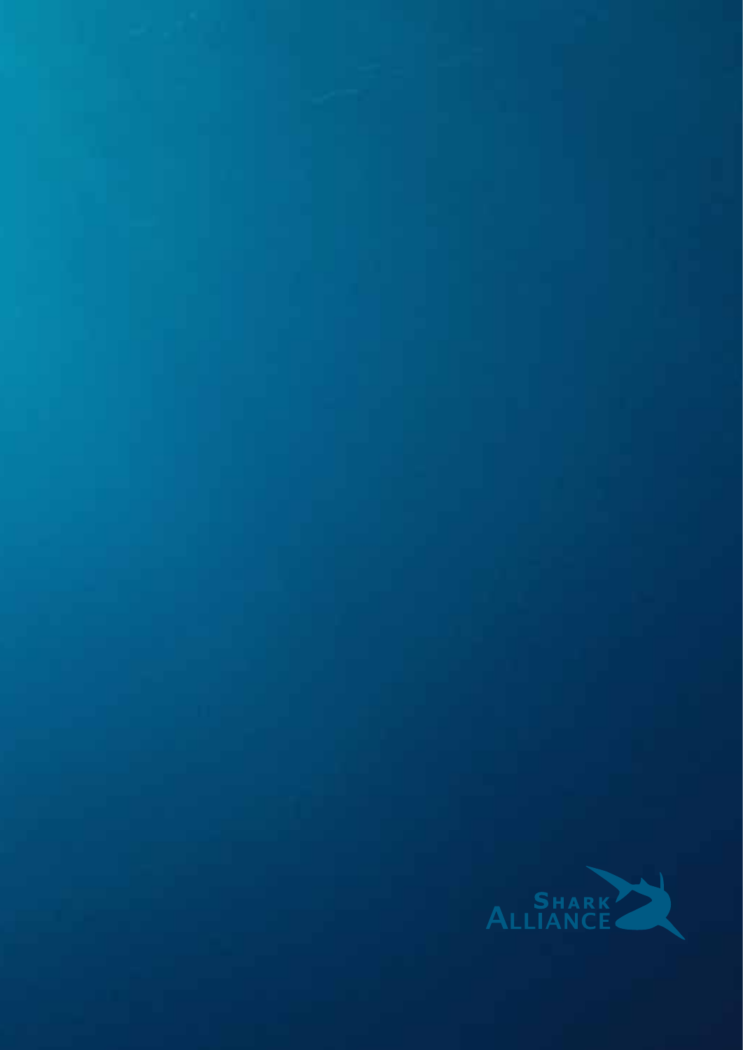SHARK ALLIANCE